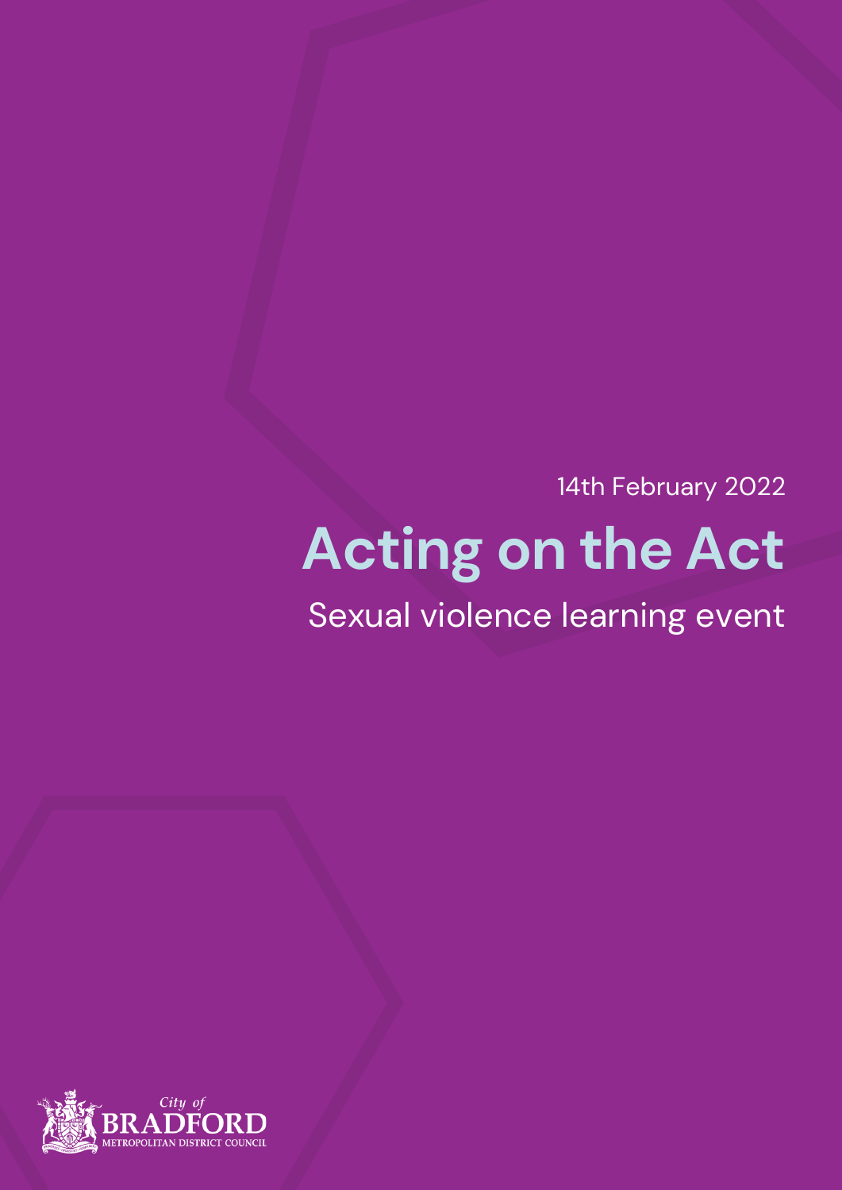14th February 2022

# Acting on the Act

## Sexual violence learning event

City of
BRADFORD
METROPOLITAN DISTRICT COUNCIL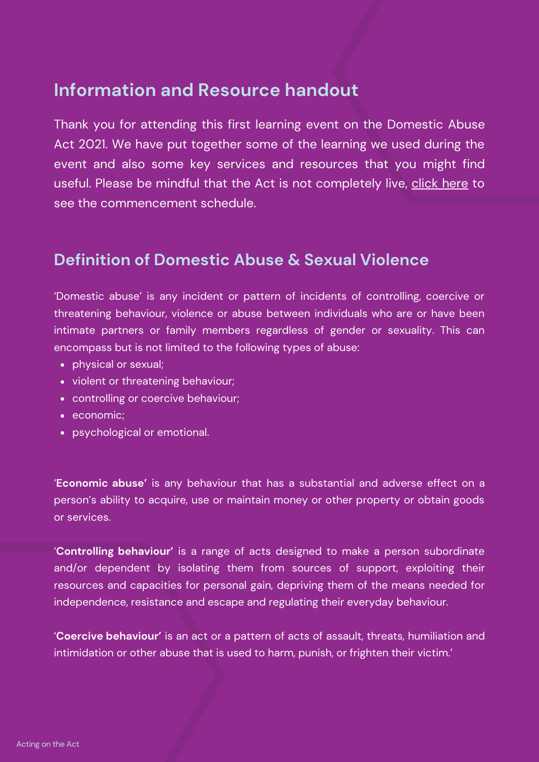## Information and Resource handout

Thank you for attending this first learning event on the Domestic Abuse Act 2021. We have put together some of the learning we used during the event and also some key services and resources that you might find useful. Please be mindful that the Act is not completely live, click here to see the commencement schedule.

## Definition of Domestic Abuse & Sexual Violence

'Domestic abuse' is any incident or pattern of incidents of controlling, coercive or threatening behaviour, violence or abuse between individuals who are or have been intimate partners or family members regardless of gender or sexuality. This can encompass but is not limited to the following types of abuse:

- physical or sexual;
- violent or threatening behaviour;
- controlling or coercive behaviour;
- economic;
- psychological or emotional.

'**Economic abuse'** is any behaviour that has a substantial and adverse effect on a person's ability to acquire, use or maintain money or other property or obtain goods or services.

'**Controlling behaviour'** is a range of acts designed to make a person subordinate and/or dependent by isolating them from sources of support, exploiting their resources and capacities for personal gain, depriving them of the means needed for independence, resistance and escape and regulating their everyday behaviour.

'**Coercive behaviour'** is an act or a pattern of acts of assault, threats, humiliation and intimidation or other abuse that is used to harm, punish, or frighten their victim.'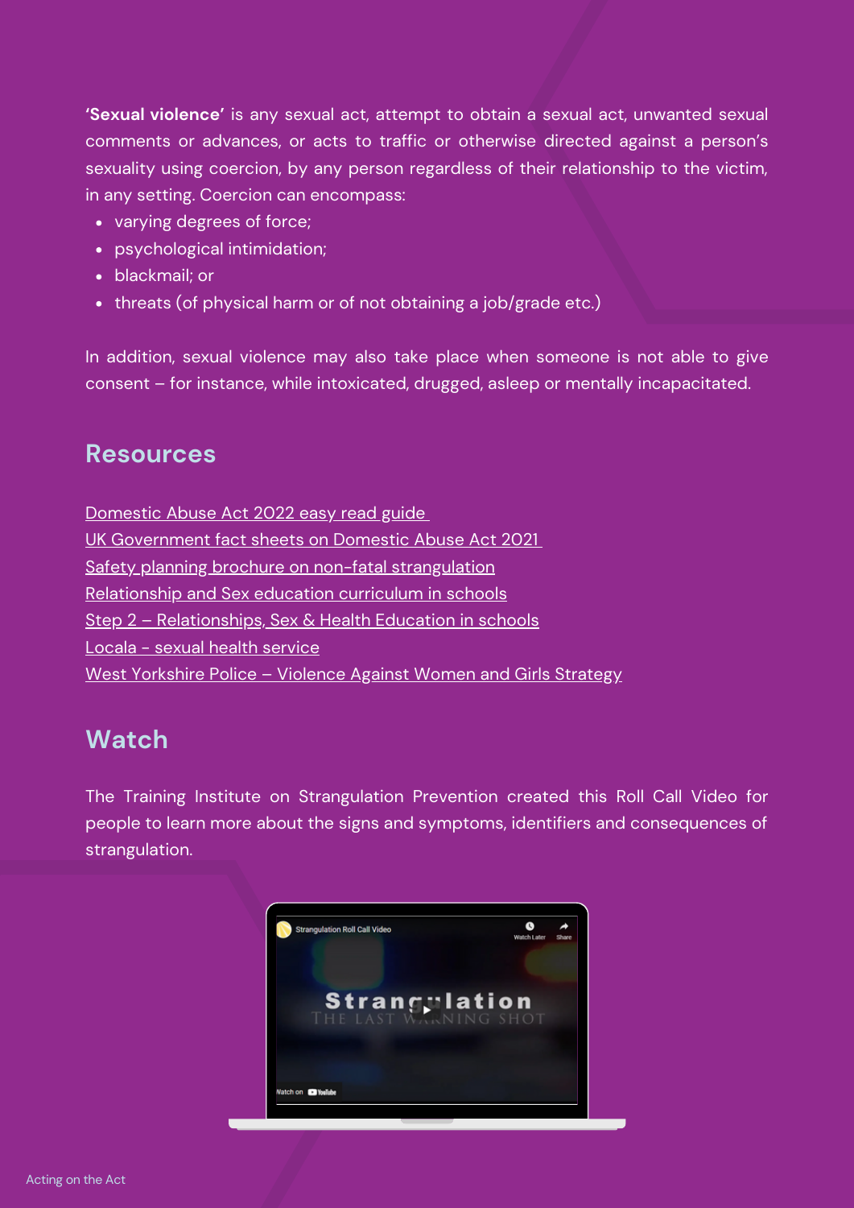**'Sexual violence'** is any sexual act, attempt to obtain a sexual act, unwanted sexual comments or advances, or acts to traffic or otherwise directed against a person's sexuality using coercion, by any person regardless of their relationship to the victim, in any setting. Coercion can encompass:

- varying degrees of force;
- psychological intimidation;
- blackmail; or
- threats (of physical harm or of not obtaining a job/grade etc.)

In addition, sexual violence may also take place when someone is not able to give consent – for instance, while intoxicated, drugged, asleep or mentally incapacitated.

## Resources

Domestic Abuse Act 2022 easy read guide
UK Government fact sheets on Domestic Abuse Act 2021
Safety planning brochure on non-fatal strangulation
Relationship and Sex education curriculum in schools
Step 2 – Relationships, Sex & Health Education in schools
Locala - sexual health service
West Yorkshire Police – Violence Against Women and Girls Strategy

## Watch

The Training Institute on Strangulation Prevention created this Roll Call Video for people to learn more about the signs and symptoms, identifiers and consequences of strangulation.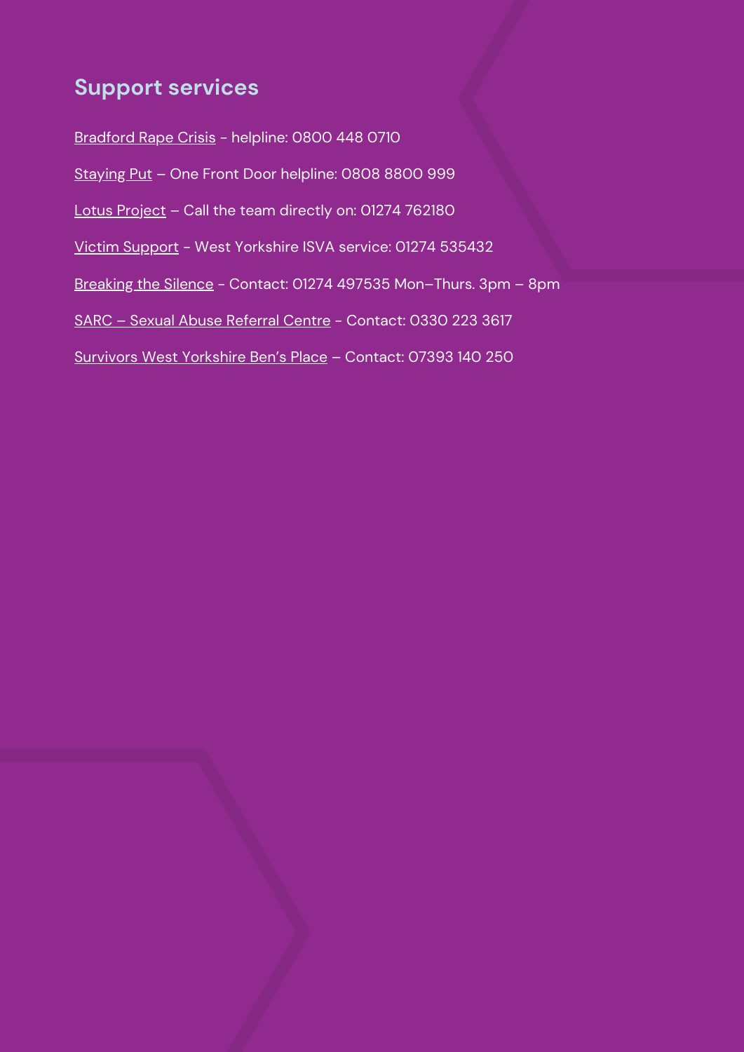## Support services

Bradford Rape Crisis - helpline: 0800 448 0710

Staying Put – One Front Door helpline: 0808 8800 999

Lotus Project – Call the team directly on: 01274 762180

Victim Support - West Yorkshire ISVA service: 01274 535432

Breaking the Silence - Contact: 01274 497535 Mon–Thurs. 3pm – 8pm

SARC – Sexual Abuse Referral Centre - Contact: 0330 223 3617

Survivors West Yorkshire Ben's Place – Contact: 07393 140 250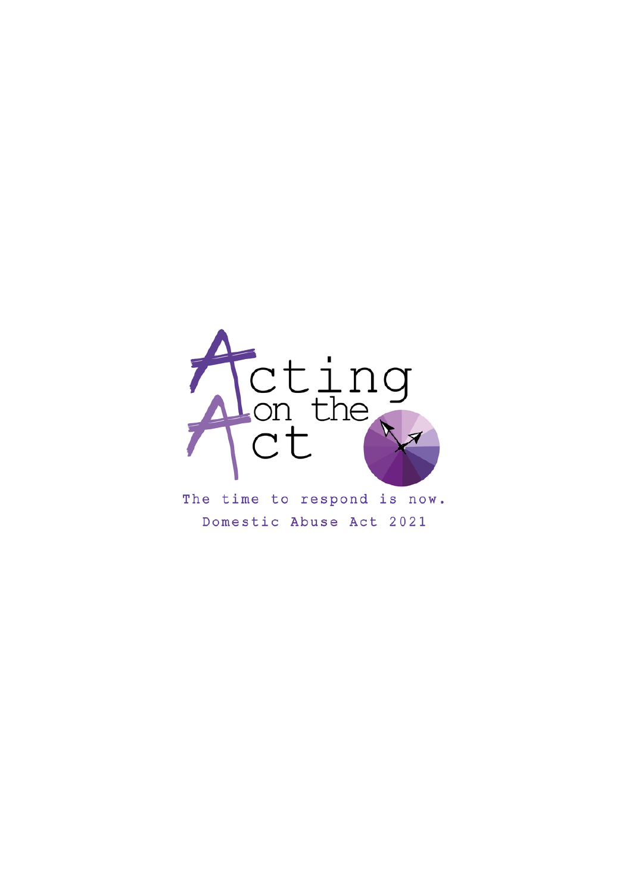Acting on the Act

The time to respond is now.

Domestic Abuse Act 2021